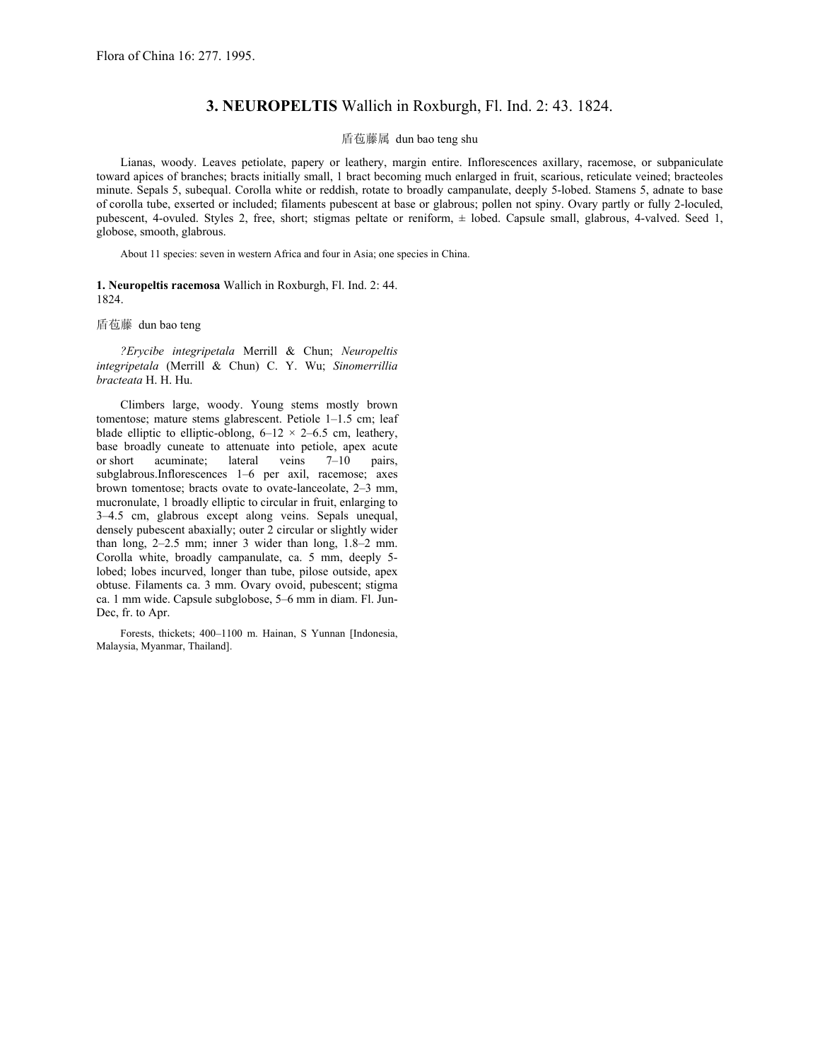Flora of China 16: 277. 1995.

# 3. NEUROPELTIS Wallich in Roxburgh, Fl. Ind. 2: 43. 1824.

盾苞藤属 dun bao teng shu

Lianas, woody. Leaves petiolate, papery or leathery, margin entire. Inflorescences axillary, racemose, or subpaniculate toward apices of branches; bracts initially small, 1 bract becoming much enlarged in fruit, scarious, reticulate veined; bracteoles minute. Sepals 5, subequal. Corolla white or reddish, rotate to broadly campanulate, deeply 5-lobed. Stamens 5, adnate to base of corolla tube, exserted or included; filaments pubescent at base or glabrous; pollen not spiny. Ovary partly or fully 2-loculed, pubescent, 4-ovuled. Styles 2, free, short; stigmas peltate or reniform, ± lobed. Capsule small, glabrous, 4-valved. Seed 1, globose, smooth, glabrous.

About 11 species: seven in western Africa and four in Asia; one species in China.

**1. Neuropeltis racemosa** Wallich in Roxburgh, Fl. Ind. 2: 44. 1824.

盾苞藤 dun bao teng

*?Erycibe integripetala* Merrill & Chun; *Neuropeltis integripetala* (Merrill & Chun) C. Y. Wu; *Sinomerrillia bracteata* H. H. Hu.

Climbers large, woody. Young stems mostly brown tomentose; mature stems glabrescent. Petiole 1–1.5 cm; leaf blade elliptic to elliptic-oblong, 6–12 × 2–6.5 cm, leathery, base broadly cuneate to attenuate into petiole, apex acute or short acuminate; lateral veins 7–10 pairs, subglabrous.Inflorescences 1–6 per axil, racemose; axes brown tomentose; bracts ovate to ovate-lanceolate, 2–3 mm, mucronulate, 1 broadly elliptic to circular in fruit, enlarging to 3–4.5 cm, glabrous except along veins. Sepals unequal, densely pubescent abaxially; outer 2 circular or slightly wider than long, 2–2.5 mm; inner 3 wider than long, 1.8–2 mm. Corolla white, broadly campanulate, ca. 5 mm, deeply 5-lobed; lobes incurved, longer than tube, pilose outside, apex obtuse. Filaments ca. 3 mm. Ovary ovoid, pubescent; stigma ca. 1 mm wide. Capsule subglobose, 5–6 mm in diam. Fl. Jun-Dec, fr. to Apr.

Forests, thickets; 400–1100 m. Hainan, S Yunnan [Indonesia, Malaysia, Myanmar, Thailand].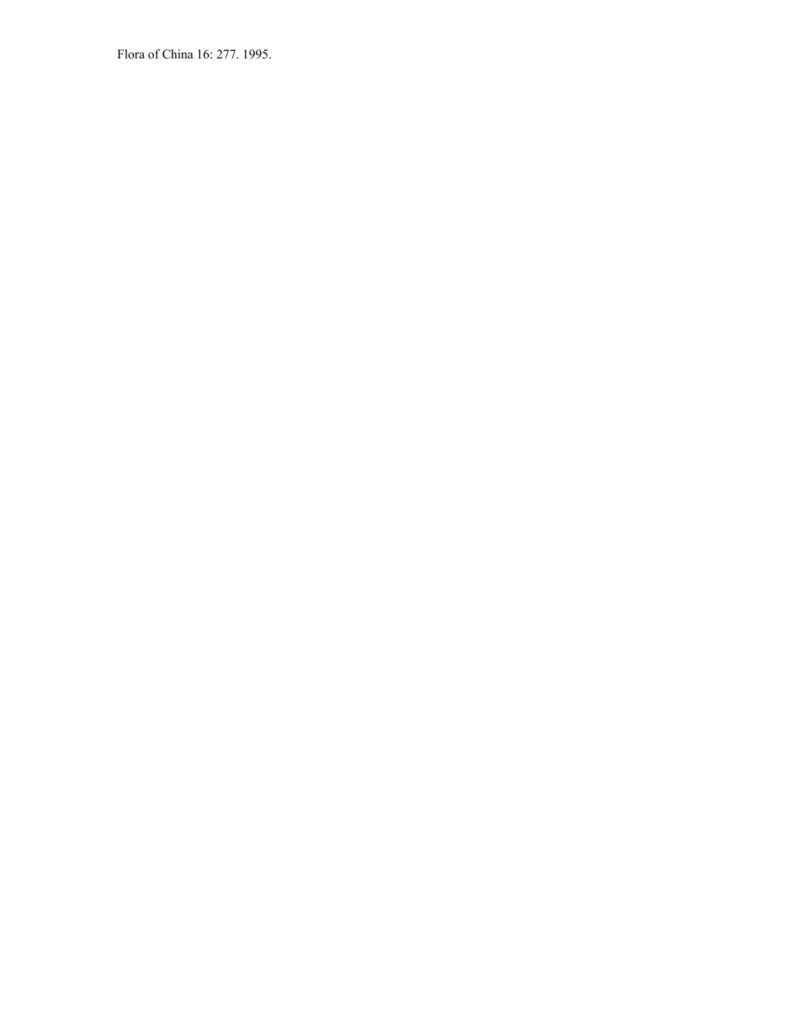Flora of China 16: 277. 1995.